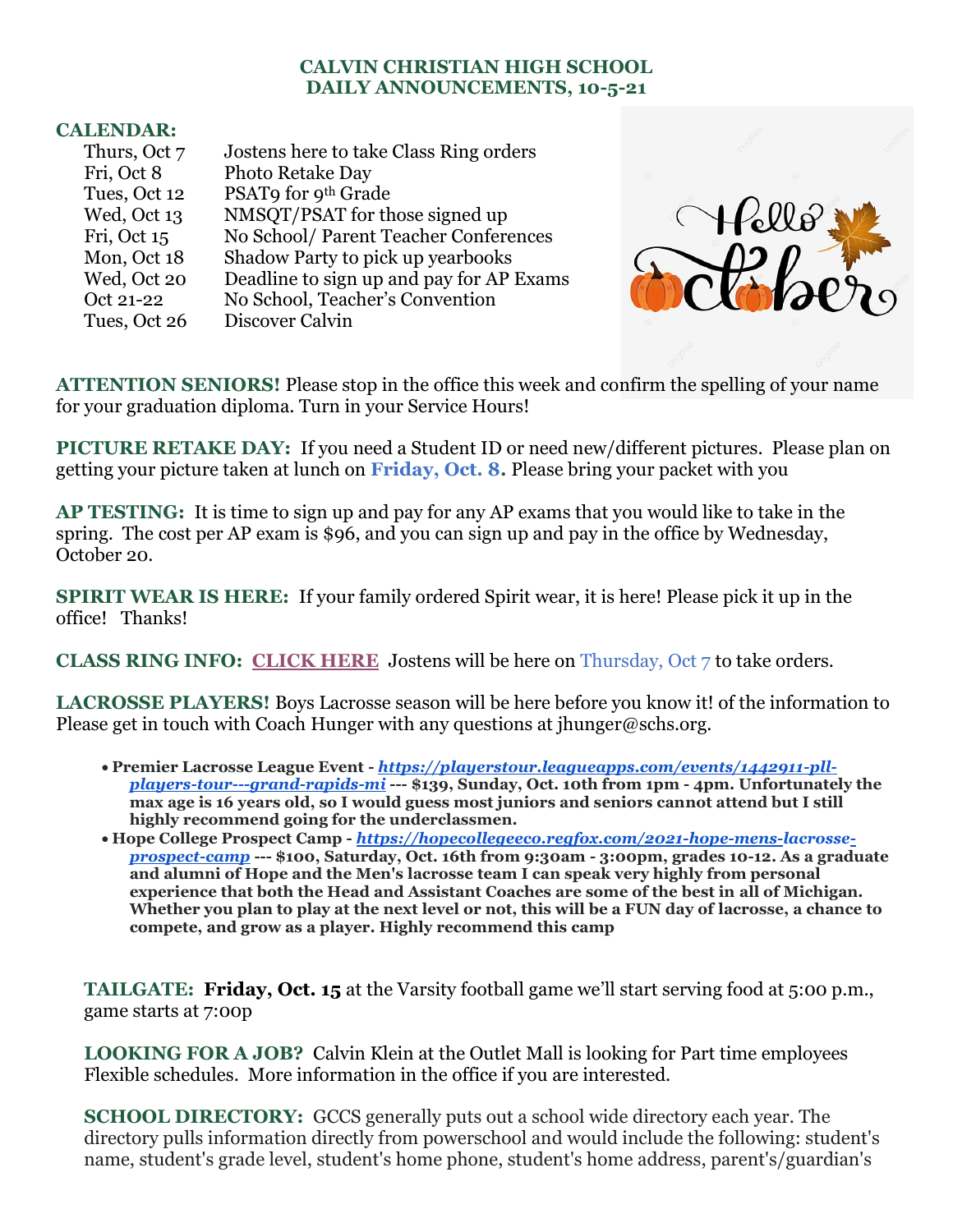# CALVIN CHRISTIAN HIGH SCHOOL
## DAILY ANNOUNCEMENTS, 10-5-21

**CALENDAR:**

| | |
|---|---|
| Thurs, Oct 7 | Jostens here to take Class Ring orders |
| Fri, Oct 8 | Photo Retake Day |
| Tues, Oct 12 | PSAT9 for 9th Grade |
| Wed, Oct 13 | NMSQT/PSAT for those signed up |
| Fri, Oct 15 | No School/ Parent Teacher Conferences |
| Mon, Oct 18 | Shadow Party to pick up yearbooks |
| Wed, Oct 20 | Deadline to sign up and pay for AP Exams |
| Oct 21-22 | No School, Teacher's Convention |
| Tues, Oct 26 | Discover Calvin |

**ATTENTION SENIORS!** Please stop in the office this week and confirm the spelling of your name for your graduation diploma. Turn in your Service Hours!

**PICTURE RETAKE DAY:** If you need a Student ID or need new/different pictures. Please plan on getting your picture taken at lunch on **Friday, Oct. 8.** Please bring your packet with you

**AP TESTING:** It is time to sign up and pay for any AP exams that you would like to take in the spring. The cost per AP exam is $96, and you can sign up and pay in the office by Wednesday, October 20.

**SPIRIT WEAR IS HERE:** If your family ordered Spirit wear, it is here! Please pick it up in the office! Thanks!

**CLASS RING INFO:** CLICK HERE Jostens will be here on Thursday, Oct 7 to take orders.

**LACROSSE PLAYERS!** Boys Lacrosse season will be here before you know it! of the information to Please get in touch with Coach Hunger with any questions at jhunger@schs.org.

- **Premier Lacrosse League Event - *https://playerstour.leagueapps.com/events/1442911-pll-players-tour---grand-rapids-mi* --- $139, Sunday, Oct. 10th from 1pm - 4pm. Unfortunately the max age is 16 years old, so I would guess most juniors and seniors cannot attend but I still highly recommend going for the underclassmen.**
- **Hope College Prospect Camp - *https://hopecollegeeco.regfox.com/2021-hope-mens-lacrosse-prospect-camp* --- $100, Saturday, Oct. 16th from 9:30am - 3:00pm, grades 10-12. As a graduate and alumni of Hope and the Men's lacrosse team I can speak very highly from personal experience that both the Head and Assistant Coaches are some of the best in all of Michigan. Whether you plan to play at the next level or not, this will be a FUN day of lacrosse, a chance to compete, and grow as a player. Highly recommend this camp**

**TAILGATE:** **Friday, Oct. 15** at the Varsity football game we'll start serving food at 5:00 p.m., game starts at 7:00p

**LOOKING FOR A JOB?** Calvin Klein at the Outlet Mall is looking for Part time employees Flexible schedules. More information in the office if you are interested.

**SCHOOL DIRECTORY:** GCCS generally puts out a school wide directory each year. The directory pulls information directly from powerschool and would include the following: student's name, student's grade level, student's home phone, student's home address, parent's/guardian's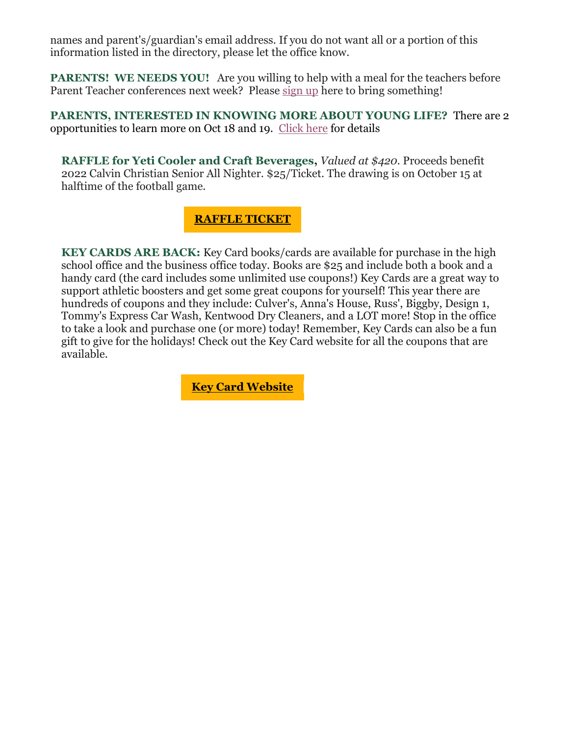names and parent's/guardian's email address. If you do not want all or a portion of this information listed in the directory, please let the office know.

**PARENTS! WE NEEDS YOU!** Are you willing to help with a meal for the teachers before Parent Teacher conferences next week? Please sign up here to bring something!

**PARENTS, INTERESTED IN KNOWING MORE ABOUT YOUNG LIFE?** There are 2 opportunities to learn more on Oct 18 and 19. Click here for details

**RAFFLE for Yeti Cooler and Craft Beverages,** *Valued at $420.* Proceeds benefit 2022 Calvin Christian Senior All Nighter. $25/Ticket. The drawing is on October 15 at halftime of the football game.

**RAFFLE TICKET**

**KEY CARDS ARE BACK:** Key Card books/cards are available for purchase in the high school office and the business office today. Books are $25 and include both a book and a handy card (the card includes some unlimited use coupons!) Key Cards are a great way to support athletic boosters and get some great coupons for yourself! This year there are hundreds of coupons and they include: Culver's, Anna's House, Russ', Biggby, Design 1, Tommy's Express Car Wash, Kentwood Dry Cleaners, and a LOT more! Stop in the office to take a look and purchase one (or more) today! Remember, Key Cards can also be a fun gift to give for the holidays! Check out the Key Card website for all the coupons that are available.

**Key Card Website**